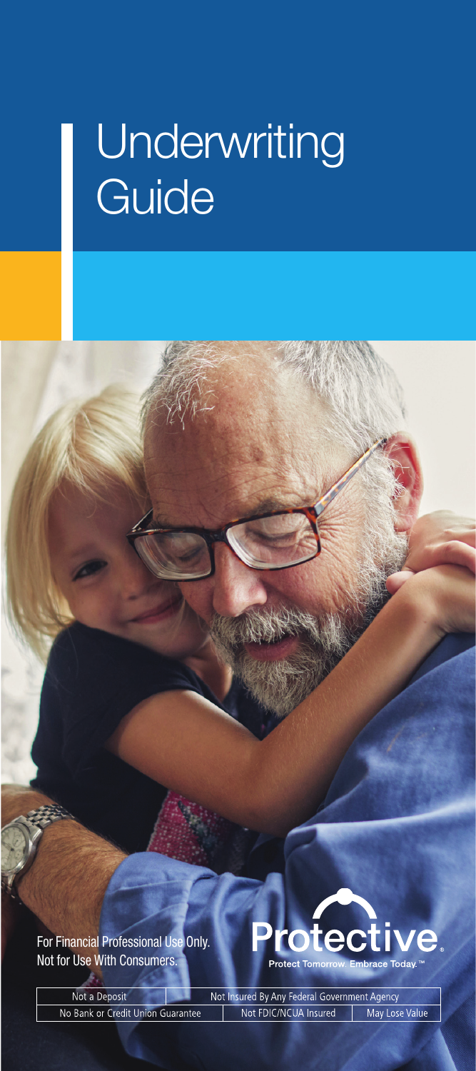# Underwriting Guide

For Financial Professional Use Only.
Not for Use With Consumers.

Protective®
Protect Tomorrow. Embrace Today.™

| Not a Deposit | Not Insured By Any Federal Government Agency | |
|---|---|---|
| No Bank or Credit Union Guarantee | Not FDIC/NCUA Insured | May Lose Value |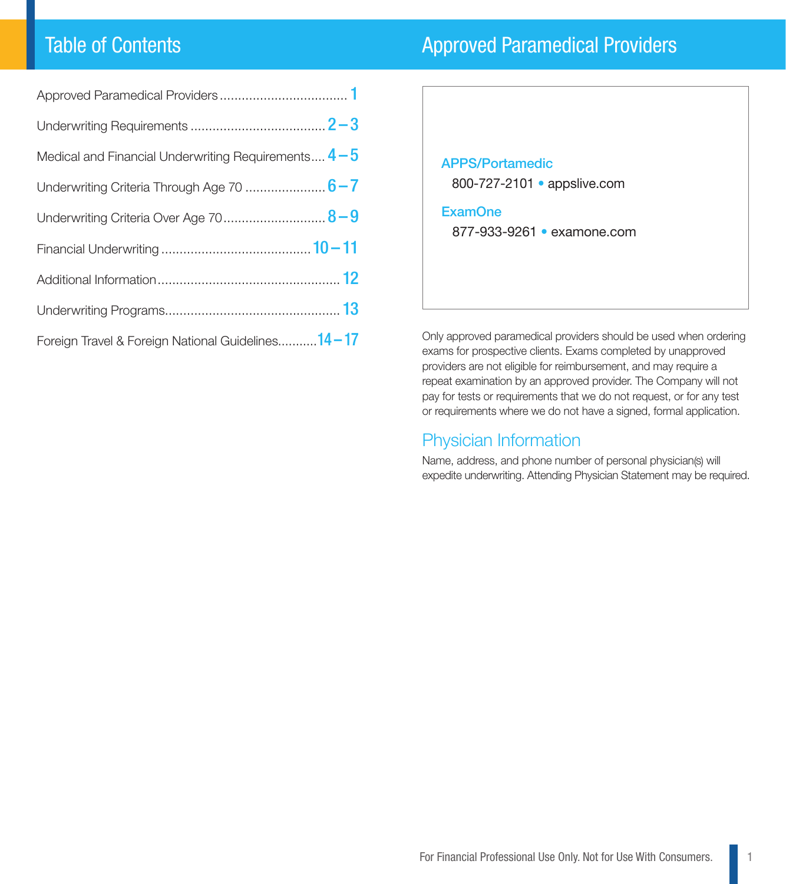## Table of Contents

| Section | Pages |
|---|---|
| Approved Paramedical Providers | 1 |
| Underwriting Requirements | 2 – 3 |
| Medical and Financial Underwriting Requirements | 4 – 5 |
| Underwriting Criteria Through Age 70 | 6 – 7 |
| Underwriting Criteria Over Age 70 | 8 – 9 |
| Financial Underwriting | 10 – 11 |
| Additional Information | 12 |
| Underwriting Programs | 13 |
| Foreign Travel & Foreign National Guidelines | 14 – 17 |

## Approved Paramedical Providers

**APPS/Portamedic**
800-727-2101 • appslive.com

**ExamOne**
877-933-9261 • examone.com

Only approved paramedical providers should be used when ordering exams for prospective clients. Exams completed by unapproved providers are not eligible for reimbursement, and may require a repeat examination by an approved provider. The Company will not pay for tests or requirements that we do not request, or for any test or requirements where we do not have a signed, formal application.

### Physician Information

Name, address, and phone number of personal physician(s) will expedite underwriting. Attending Physician Statement may be required.

For Financial Professional Use Only. Not for Use With Consumers.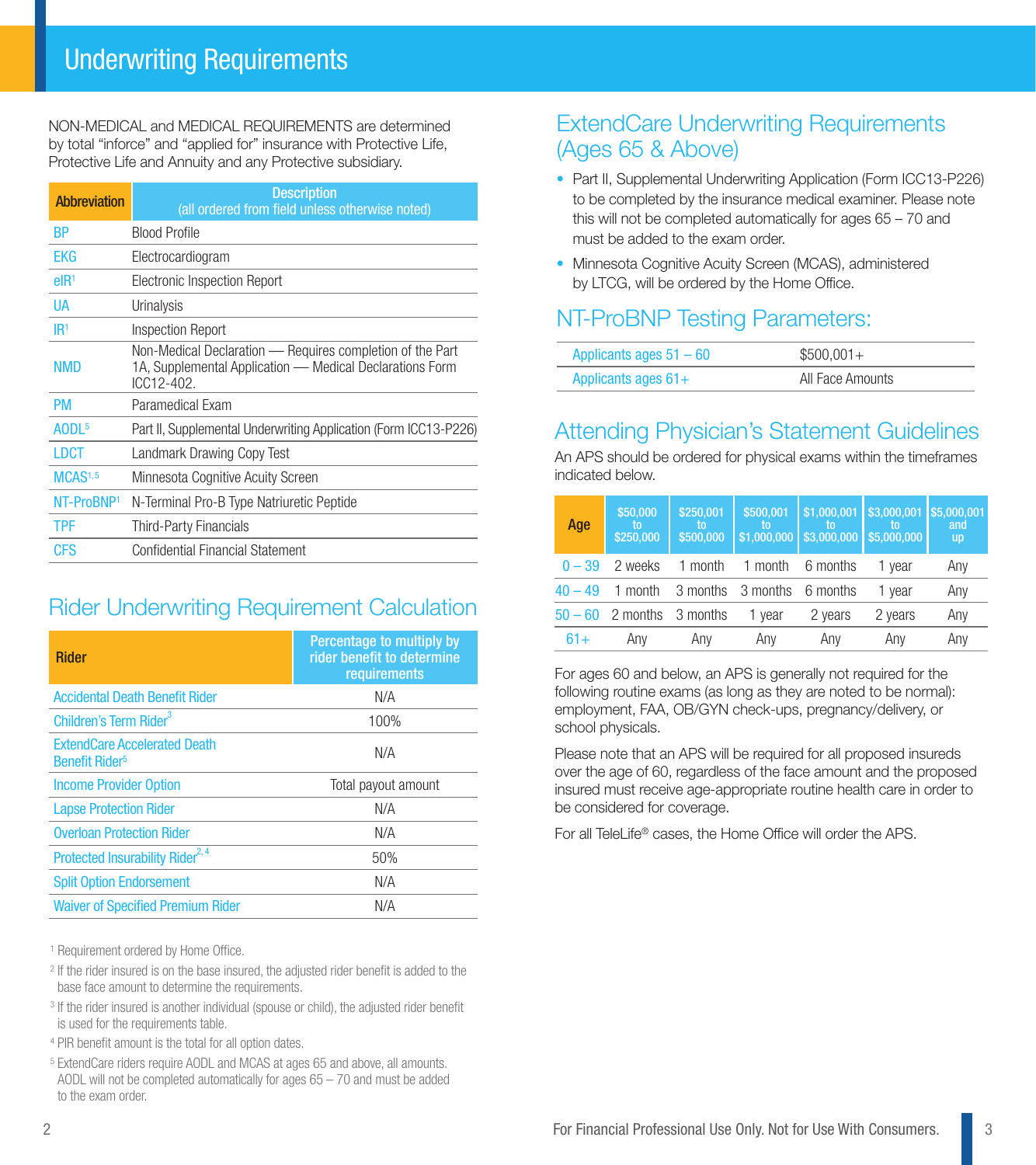# Underwriting Requirements

NON-MEDICAL and MEDICAL REQUIREMENTS are determined by total "inforce" and "applied for" insurance with Protective Life, Protective Life and Annuity and any Protective subsidiary.

| Abbreviation | Description (all ordered from field unless otherwise noted) |
|---|---|
| BP | Blood Profile |
| EKG | Electrocardiogram |
| eIR[1] | Electronic Inspection Report |
| UA | Urinalysis |
| IR[1] | Inspection Report |
| NMD | Non-Medical Declaration — Requires completion of the Part 1A, Supplemental Application — Medical Declarations Form ICC12-402. |
| PM | Paramedical Exam |
| AODL[5] | Part II, Supplemental Underwriting Application (Form ICC13-P226) |
| LDCT | Landmark Drawing Copy Test |
| MCAS[1,5] | Minnesota Cognitive Acuity Screen |
| NT-ProBNP[1] | N-Terminal Pro-B Type Natriuretic Peptide |
| TPF | Third-Party Financials |
| CFS | Confidential Financial Statement |

## Rider Underwriting Requirement Calculation

| Rider | Percentage to multiply by rider benefit to determine requirements |
|---|---|
| Accidental Death Benefit Rider | N/A |
| Children's Term Rider[3] | 100% |
| ExtendCare Accelerated Death Benefit Rider[5] | N/A |
| Income Provider Option | Total payout amount |
| Lapse Protection Rider | N/A |
| Overloan Protection Rider | N/A |
| Protected Insurability Rider[2,4] | 50% |
| Split Option Endorsement | N/A |
| Waiver of Specified Premium Rider | N/A |

[1] Requirement ordered by Home Office.

[2] If the rider insured is on the base insured, the adjusted rider benefit is added to the base face amount to determine the requirements.

[3] If the rider insured is another individual (spouse or child), the adjusted rider benefit is used for the requirements table.

[4] PIR benefit amount is the total for all option dates.

[5] ExtendCare riders require AODL and MCAS at ages 65 and above, all amounts. AODL will not be completed automatically for ages 65 – 70 and must be added to the exam order.

## ExtendCare Underwriting Requirements (Ages 65 & Above)

- Part II, Supplemental Underwriting Application (Form ICC13-P226) to be completed by the insurance medical examiner. Please note this will not be completed automatically for ages 65 – 70 and must be added to the exam order.
- Minnesota Cognitive Acuity Screen (MCAS), administered by LTCG, will be ordered by the Home Office.

## NT-ProBNP Testing Parameters:

| | |
|---|---|
| Applicants ages 51 – 60 | $500,001+ |
| Applicants ages 61+ | All Face Amounts |

## Attending Physician's Statement Guidelines

An APS should be ordered for physical exams within the timeframes indicated below.

| Age | $50,000 to $250,000 | $250,001 to $500,000 | $500,001 to $1,000,000 | $1,000,001 to $3,000,000 | $3,000,001 to $5,000,000 | $5,000,001 and up |
|---|---|---|---|---|---|---|
| 0 – 39 | 2 weeks | 1 month | 1 month | 6 months | 1 year | Any |
| 40 – 49 | 1 month | 3 months | 3 months | 6 months | 1 year | Any |
| 50 – 60 | 2 months | 3 months | 1 year | 2 years | 2 years | Any |
| 61+ | Any | Any | Any | Any | Any | Any |

For ages 60 and below, an APS is generally not required for the following routine exams (as long as they are noted to be normal): employment, FAA, OB/GYN check-ups, pregnancy/delivery, or school physicals.

Please note that an APS will be required for all proposed insureds over the age of 60, regardless of the face amount and the proposed insured must receive age-appropriate routine health care in order to be considered for coverage.

For all TeleLife® cases, the Home Office will order the APS.

For Financial Professional Use Only. Not for Use With Consumers.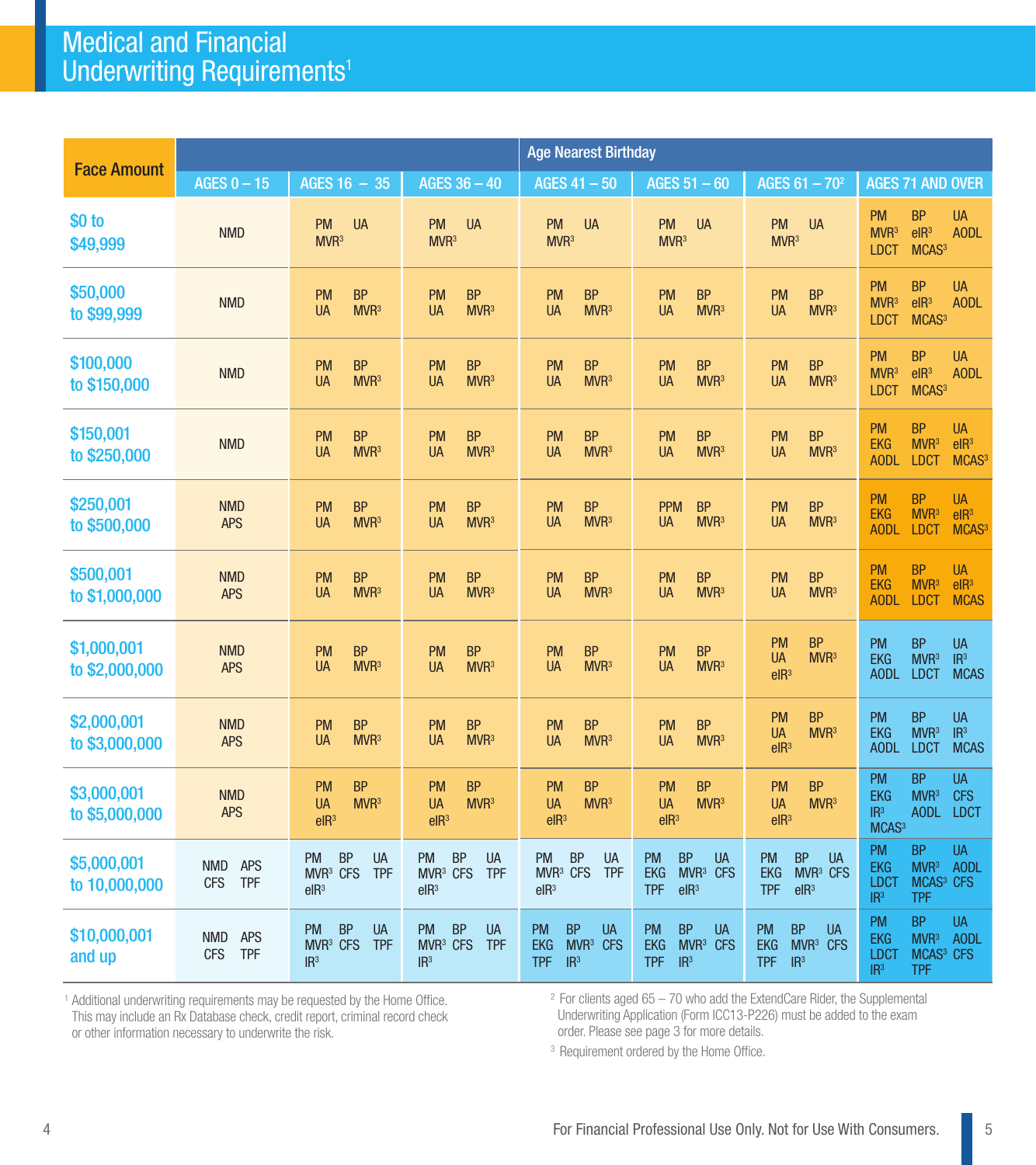# Medical and Financial Underwriting Requirements[1]

| Face Amount | Age Nearest Birthday | | | | | | |
|---|---|---|---|---|---|---|---|
| | AGES 0 – 15 | AGES 16 – 35 | AGES 36 – 40 | AGES 41 – 50 | AGES 51 – 60 | AGES 61 – 70[2] | AGES 71 AND OVER |
| $0 to $49,999 | NMD | PM UA MVR[3] | PM UA MVR[3] | PM UA MVR[3] | PM UA MVR[3] | PM UA MVR[3] | PM BP UA MVR[3] eIR[3] AODL LDCT MCAS[3] |
| $50,000 to $99,999 | NMD | PM BP UA MVR[3] | PM BP UA MVR[3] | PM BP UA MVR[3] | PM BP UA MVR[3] | PM BP UA MVR[3] | PM BP UA MVR[3] eIR[3] AODL LDCT MCAS[3] |
| $100,000 to $150,000 | NMD | PM BP UA MVR[3] | PM BP UA MVR[3] | PM BP UA MVR[3] | PM BP UA MVR[3] | PM BP UA MVR[3] | PM BP UA MVR[3] eIR[3] AODL LDCT MCAS[3] |
| $150,001 to $250,000 | NMD | PM BP UA MVR[3] | PM BP UA MVR[3] | PM BP UA MVR[3] | PM BP UA MVR[3] | PM BP UA MVR[3] | PM BP UA EKG MVR[3] eIR[3] AODL LDCT MCAS[3] |
| $250,001 to $500,000 | NMD APS | PM BP UA MVR[3] | PM BP UA MVR[3] | PM BP UA MVR[3] | PPM BP UA MVR[3] | PM BP UA MVR[3] | PM BP UA EKG MVR[3] eIR[3] AODL LDCT MCAS[3] |
| $500,001 to $1,000,000 | NMD APS | PM BP UA MVR[3] | PM BP UA MVR[3] | PM BP UA MVR[3] | PM BP UA MVR[3] | PM BP UA MVR[3] | PM BP UA EKG MVR[3] eIR[3] AODL LDCT MCAS |
| $1,000,001 to $2,000,000 | NMD APS | PM BP UA MVR[3] | PM BP UA MVR[3] | PM BP UA MVR[3] | PM BP UA MVR[3] | PM BP UA MVR[3] eIR[3] | PM BP UA EKG MVR[3] IR[3] AODL LDCT MCAS |
| $2,000,001 to $3,000,000 | NMD APS | PM BP UA MVR[3] | PM BP UA MVR[3] | PM BP UA MVR[3] | PM BP UA MVR[3] | PM BP UA MVR[3] eIR[3] | PM BP UA EKG MVR[3] IR[3] AODL LDCT MCAS |
| $3,000,001 to $5,000,000 | NMD APS | PM BP UA MVR[3] eIR[3] | PM BP UA MVR[3] eIR[3] | PM BP UA MVR[3] eIR[3] | PM BP UA MVR[3] eIR[3] | PM BP UA MVR[3] eIR[3] | PM BP UA EKG MVR[3] CFS IR[3] AODL LDCT MCAS[3] |
| $5,000,001 to 10,000,000 | NMD APS CFS TPF | PM BP UA MVR[3] CFS TPF eIR[3] | PM BP UA MVR[3] CFS TPF eIR[3] | PM BP UA MVR[3] CFS TPF eIR[3] | PM BP UA EKG MVR[3] CFS TPF eIR[3] | PM BP UA EKG MVR[3] CFS TPF eIR[3] | PM BP UA EKG MVR[3] AODL LDCT MCAS[3] CFS IR[3] TPF |
| $10,000,001 and up | NMD APS CFS TPF | PM BP UA MVR[3] CFS TPF IR[3] | PM BP UA MVR[3] CFS TPF IR[3] | PM BP UA EKG MVR[3] CFS TPF IR[3] | PM BP UA EKG MVR[3] CFS TPF IR[3] | PM BP UA EKG MVR[3] CFS TPF IR[3] | PM BP UA EKG MVR[3] AODL LDCT MCAS[3] CFS IR[3] TPF |

[1] Additional underwriting requirements may be requested by the Home Office. This may include an Rx Database check, credit report, criminal record check or other information necessary to underwrite the risk.

[2] For clients aged 65 – 70 who add the ExtendCare Rider, the Supplemental Underwriting Application (Form ICC13-P226) must be added to the exam order. Please see page 3 for more details.

[3] Requirement ordered by the Home Office.

For Financial Professional Use Only. Not for Use With Consumers.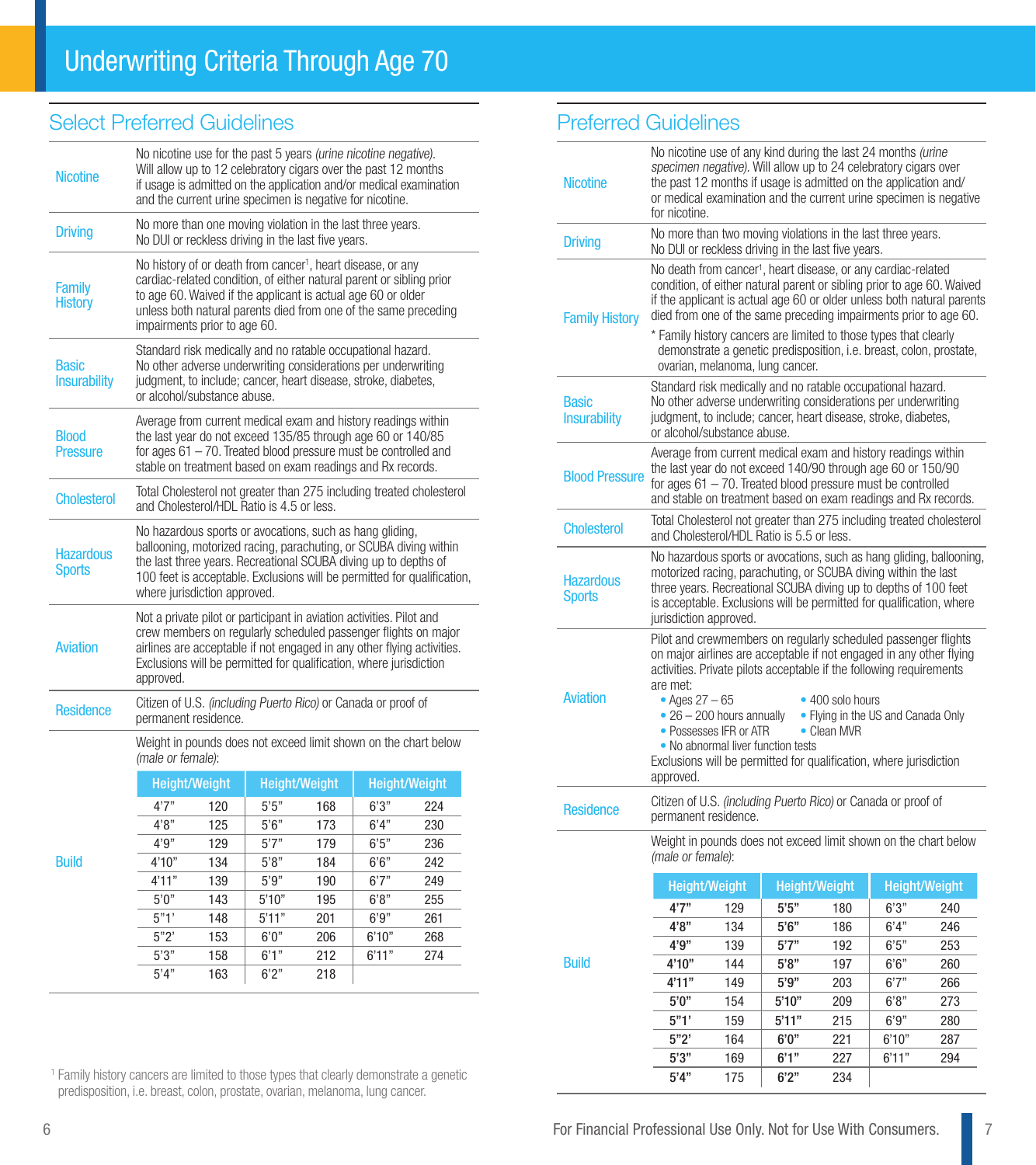# Underwriting Criteria Through Age 70

## Select Preferred Guidelines

| | |
|---|---|
| Nicotine | No nicotine use for the past 5 years *(urine nicotine negative)*. Will allow up to 12 celebratory cigars over the past 12 months if usage is admitted on the application and/or medical examination and the current urine specimen is negative for nicotine. |
| Driving | No more than one moving violation in the last three years. No DUI or reckless driving in the last five years. |
| Family History | No history of or death from cancer[1], heart disease, or any cardiac-related condition, of either natural parent or sibling prior to age 60. Waived if the applicant is actual age 60 or older unless both natural parents died from one of the same preceding impairments prior to age 60. |
| Basic Insurability | Standard risk medically and no ratable occupational hazard. No other adverse underwriting considerations per underwriting judgment, to include; cancer, heart disease, stroke, diabetes, or alcohol/substance abuse. |
| Blood Pressure | Average from current medical exam and history readings within the last year do not exceed 135/85 through age 60 or 140/85 for ages 61 – 70. Treated blood pressure must be controlled and stable on treatment based on exam readings and Rx records. |
| Cholesterol | Total Cholesterol not greater than 275 including treated cholesterol and Cholesterol/HDL Ratio is 4.5 or less. |
| Hazardous Sports | No hazardous sports or avocations, such as hang gliding, ballooning, motorized racing, parachuting, or SCUBA diving within the last three years. Recreational SCUBA diving up to depths of 100 feet is acceptable. Exclusions will be permitted for qualification, where jurisdiction approved. |
| Aviation | Not a private pilot or participant in aviation activities. Pilot and crew members on regularly scheduled passenger flights on major airlines are acceptable if not engaged in any other flying activities. Exclusions will be permitted for qualification, where jurisdiction approved. |
| Residence | Citizen of U.S. *(including Puerto Rico)* or Canada or proof of permanent residence. |
| Build | Weight in pounds does not exceed limit shown on the chart below *(male or female)*: |

| Height | Weight | Height | Weight | Height | Weight |
|---|---|---|---|---|---|
| 4'7" | 120 | 5'5" | 168 | 6'3" | 224 |
| 4'8" | 125 | 5'6" | 173 | 6'4" | 230 |
| 4'9" | 129 | 5'7" | 179 | 6'5" | 236 |
| 4'10" | 134 | 5'8" | 184 | 6'6" | 242 |
| 4'11" | 139 | 5'9" | 190 | 6'7" | 249 |
| 5'0" | 143 | 5'10" | 195 | 6'8" | 255 |
| 5"1' | 148 | 5'11" | 201 | 6'9" | 261 |
| 5"2' | 153 | 6'0" | 206 | 6'10" | 268 |
| 5'3" | 158 | 6'1" | 212 | 6'11" | 274 |
| 5'4" | 163 | 6'2" | 218 | | |

[1] Family history cancers are limited to those types that clearly demonstrate a genetic predisposition, i.e. breast, colon, prostate, ovarian, melanoma, lung cancer.

## Preferred Guidelines

| | |
|---|---|
| Nicotine | No nicotine use of any kind during the last 24 months *(urine specimen negative)*. Will allow up to 24 celebratory cigars over the past 12 months if usage is admitted on the application and/or medical examination and the current urine specimen is negative for nicotine. |
| Driving | No more than two moving violations in the last three years. No DUI or reckless driving in the last five years. |
| Family History | No death from cancer[1], heart disease, or any cardiac-related condition, of either natural parent or sibling prior to age 60. Waived if the applicant is actual age 60 or older unless both natural parents died from one of the same preceding impairments prior to age 60. * Family history cancers are limited to those types that clearly demonstrate a genetic predisposition, i.e. breast, colon, prostate, ovarian, melanoma, lung cancer. |
| Basic Insurability | Standard risk medically and no ratable occupational hazard. No other adverse underwriting considerations per underwriting judgment, to include; cancer, heart disease, stroke, diabetes, or alcohol/substance abuse. |
| Blood Pressure | Average from current medical exam and history readings within the last year do not exceed 140/90 through age 60 or 150/90 for ages 61 – 70. Treated blood pressure must be controlled and stable on treatment based on exam readings and Rx records. |
| Cholesterol | Total Cholesterol not greater than 275 including treated cholesterol and Cholesterol/HDL Ratio is 5.5 or less. |
| Hazardous Sports | No hazardous sports or avocations, such as hang gliding, ballooning, motorized racing, parachuting, or SCUBA diving within the last three years. Recreational SCUBA diving up to depths of 100 feet is acceptable. Exclusions will be permitted for qualification, where jurisdiction approved. |
| Aviation | Pilot and crewmembers on regularly scheduled passenger flights on major airlines are acceptable if not engaged in any other flying activities. Private pilots acceptable if the following requirements are met: • Ages 27 – 65 • 400 solo hours • 26 – 200 hours annually • Flying in the US and Canada Only • Possesses IFR or ATR • Clean MVR • No abnormal liver function tests. Exclusions will be permitted for qualification, where jurisdiction approved. |
| Residence | Citizen of U.S. *(including Puerto Rico)* or Canada or proof of permanent residence. |
| Build | Weight in pounds does not exceed limit shown on the chart below *(male or female)*: |

| Height | Weight | Height | Weight | Height | Weight |
|---|---|---|---|---|---|
| 4'7" | 129 | 5'5" | 180 | 6'3" | 240 |
| 4'8" | 134 | 5'6" | 186 | 6'4" | 246 |
| 4'9" | 139 | 5'7" | 192 | 6'5" | 253 |
| 4'10" | 144 | 5'8" | 197 | 6'6" | 260 |
| 4'11" | 149 | 5'9" | 203 | 6'7" | 266 |
| 5'0" | 154 | 5'10" | 209 | 6'8" | 273 |
| 5"1' | 159 | 5'11" | 215 | 6'9" | 280 |
| 5"2' | 164 | 6'0" | 221 | 6'10" | 287 |
| 5'3" | 169 | 6'1" | 227 | 6'11" | 294 |
| 5'4" | 175 | 6'2" | 234 | | |

For Financial Professional Use Only. Not for Use With Consumers.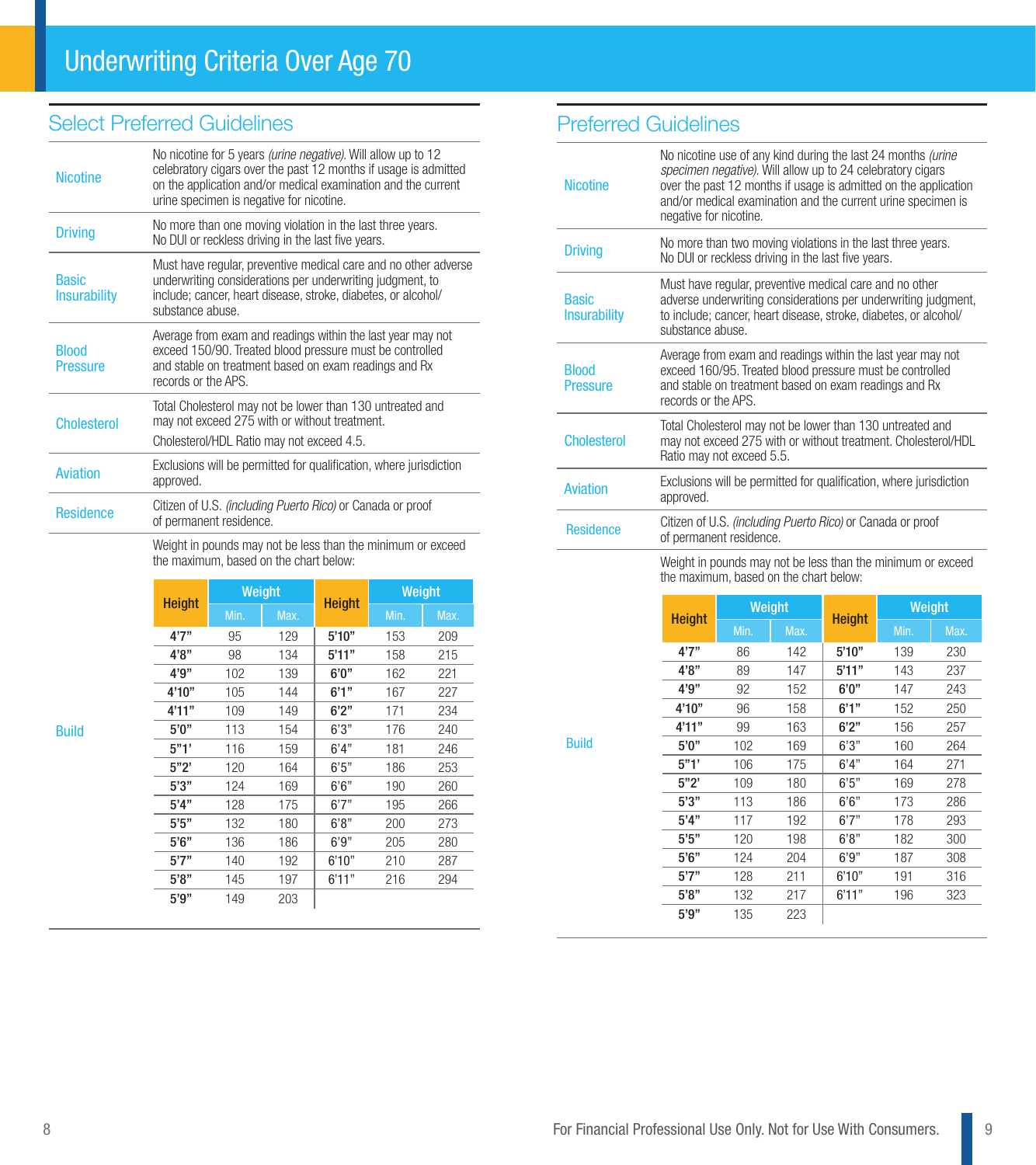# Underwriting Criteria Over Age 70

## Select Preferred Guidelines

| | |
|---|---|
| Nicotine | No nicotine for 5 years *(urine negative)*. Will allow up to 12 celebratory cigars over the past 12 months if usage is admitted on the application and/or medical examination and the current urine specimen is negative for nicotine. |
| Driving | No more than one moving violation in the last three years. No DUI or reckless driving in the last five years. |
| Basic Insurability | Must have regular, preventive medical care and no other adverse underwriting considerations per underwriting judgment, to include; cancer, heart disease, stroke, diabetes, or alcohol/substance abuse. |
| Blood Pressure | Average from exam and readings within the last year may not exceed 150/90. Treated blood pressure must be controlled and stable on treatment based on exam readings and Rx records or the APS. |
| Cholesterol | Total Cholesterol may not be lower than 130 untreated and may not exceed 275 with or without treatment. Cholesterol/HDL Ratio may not exceed 4.5. |
| Aviation | Exclusions will be permitted for qualification, where jurisdiction approved. |
| Residence | Citizen of U.S. *(including Puerto Rico)* or Canada or proof of permanent residence. |
| Build | Weight in pounds may not be less than the minimum or exceed the maximum, based on the chart below: |

| Height | Weight | | Height | Weight | |
|---|---|---|---|---|---|
| | Min. | Max. | | Min. | Max. |
| 4'7" | 95 | 129 | 5'10" | 153 | 209 |
| 4'8" | 98 | 134 | 5'11" | 158 | 215 |
| 4'9" | 102 | 139 | 6'0" | 162 | 221 |
| 4'10" | 105 | 144 | 6'1" | 167 | 227 |
| 4'11" | 109 | 149 | 6'2" | 171 | 234 |
| 5'0" | 113 | 154 | 6'3" | 176 | 240 |
| 5"1' | 116 | 159 | 6'4" | 181 | 246 |
| 5"2' | 120 | 164 | 6'5" | 186 | 253 |
| 5'3" | 124 | 169 | 6'6" | 190 | 260 |
| 5'4" | 128 | 175 | 6'7" | 195 | 266 |
| 5'5" | 132 | 180 | 6'8" | 200 | 273 |
| 5'6" | 136 | 186 | 6'9" | 205 | 280 |
| 5'7" | 140 | 192 | 6'10" | 210 | 287 |
| 5'8" | 145 | 197 | 6'11" | 216 | 294 |
| 5'9" | 149 | 203 | | | |

## Preferred Guidelines

| | |
|---|---|
| Nicotine | No nicotine use of any kind during the last 24 months *(urine specimen negative)*. Will allow up to 24 celebratory cigars over the past 12 months if usage is admitted on the application and/or medical examination and the current urine specimen is negative for nicotine. |
| Driving | No more than two moving violations in the last three years. No DUI or reckless driving in the last five years. |
| Basic Insurability | Must have regular, preventive medical care and no other adverse underwriting considerations per underwriting judgment, to include; cancer, heart disease, stroke, diabetes, or alcohol/substance abuse. |
| Blood Pressure | Average from exam and readings within the last year may not exceed 160/95. Treated blood pressure must be controlled and stable on treatment based on exam readings and Rx records or the APS. |
| Cholesterol | Total Cholesterol may not be lower than 130 untreated and may not exceed 275 with or without treatment. Cholesterol/HDL Ratio may not exceed 5.5. |
| Aviation | Exclusions will be permitted for qualification, where jurisdiction approved. |
| Residence | Citizen of U.S. *(including Puerto Rico)* or Canada or proof of permanent residence. |
| Build | Weight in pounds may not be less than the minimum or exceed the maximum, based on the chart below: |

| Height | Weight | | Height | Weight | |
|---|---|---|---|---|---|
| | Min. | Max. | | Min. | Max. |
| 4'7" | 86 | 142 | 5'10" | 139 | 230 |
| 4'8" | 89 | 147 | 5'11" | 143 | 237 |
| 4'9" | 92 | 152 | 6'0" | 147 | 243 |
| 4'10" | 96 | 158 | 6'1" | 152 | 250 |
| 4'11" | 99 | 163 | 6'2" | 156 | 257 |
| 5'0" | 102 | 169 | 6'3" | 160 | 264 |
| 5"1' | 106 | 175 | 6'4" | 164 | 271 |
| 5"2' | 109 | 180 | 6'5" | 169 | 278 |
| 5'3" | 113 | 186 | 6'6" | 173 | 286 |
| 5'4" | 117 | 192 | 6'7" | 178 | 293 |
| 5'5" | 120 | 198 | 6'8" | 182 | 300 |
| 5'6" | 124 | 204 | 6'9" | 187 | 308 |
| 5'7" | 128 | 211 | 6'10" | 191 | 316 |
| 5'8" | 132 | 217 | 6'11" | 196 | 323 |
| 5'9" | 135 | 223 | | | |

For Financial Professional Use Only. Not for Use With Consumers.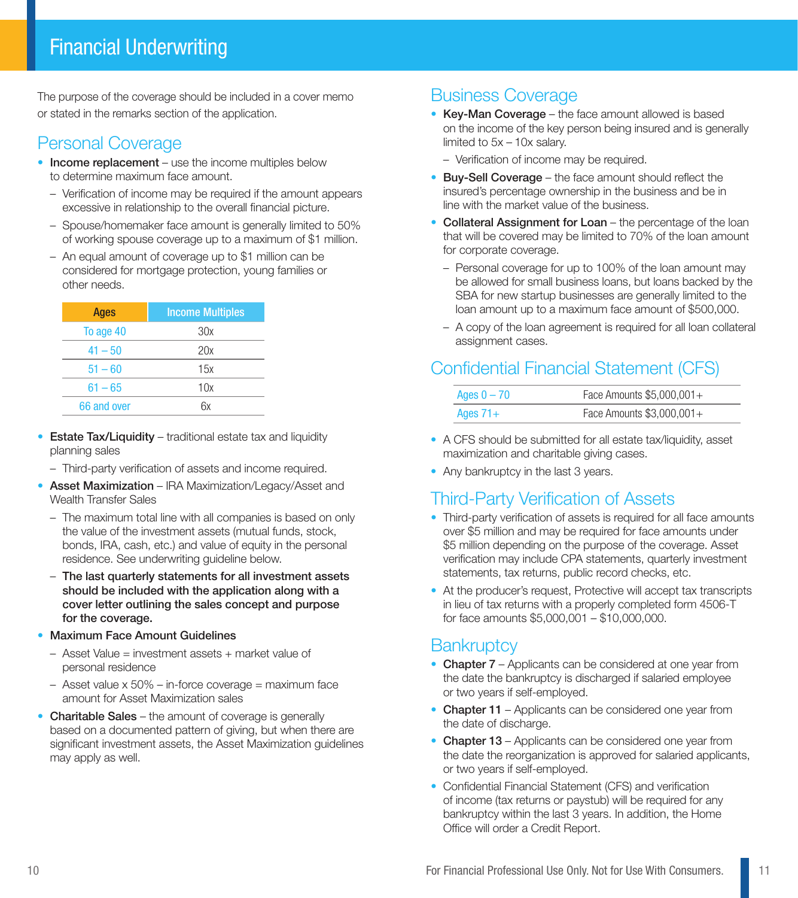# Financial Underwriting

The purpose of the coverage should be included in a cover memo or stated in the remarks section of the application.

## Personal Coverage

- **Income replacement** – use the income multiples below to determine maximum face amount.
  - Verification of income may be required if the amount appears excessive in relationship to the overall financial picture.
  - Spouse/homemaker face amount is generally limited to 50% of working spouse coverage up to a maximum of $1 million.
  - An equal amount of coverage up to $1 million can be considered for mortgage protection, young families or other needs.

| Ages | Income Multiples |
|---|---|
| To age 40 | 30x |
| 41 – 50 | 20x |
| 51 – 60 | 15x |
| 61 – 65 | 10x |
| 66 and over | 6x |

- **Estate Tax/Liquidity** – traditional estate tax and liquidity planning sales
  - Third-party verification of assets and income required.
- **Asset Maximization** – IRA Maximization/Legacy/Asset and Wealth Transfer Sales
  - The maximum total line with all companies is based on only the value of the investment assets (mutual funds, stock, bonds, IRA, cash, etc.) and value of equity in the personal residence. See underwriting guideline below.
  - **The last quarterly statements for all investment assets should be included with the application along with a cover letter outlining the sales concept and purpose for the coverage.**
- **Maximum Face Amount Guidelines**
  - Asset Value = investment assets + market value of personal residence
  - Asset value x 50% – in-force coverage = maximum face amount for Asset Maximization sales
- **Charitable Sales** – the amount of coverage is generally based on a documented pattern of giving, but when there are significant investment assets, the Asset Maximization guidelines may apply as well.

## Business Coverage

- **Key-Man Coverage** – the face amount allowed is based on the income of the key person being insured and is generally limited to 5x – 10x salary.
  - Verification of income may be required.
- **Buy-Sell Coverage** – the face amount should reflect the insured's percentage ownership in the business and be in line with the market value of the business.
- **Collateral Assignment for Loan** – the percentage of the loan that will be covered may be limited to 70% of the loan amount for corporate coverage.
  - Personal coverage for up to 100% of the loan amount may be allowed for small business loans, but loans backed by the SBA for new startup businesses are generally limited to the loan amount up to a maximum face amount of $500,000.
  - A copy of the loan agreement is required for all loan collateral assignment cases.

## Confidential Financial Statement (CFS)

| Ages | Face Amounts |
|---|---|
| Ages 0 – 70 | Face Amounts $5,000,001+ |
| Ages 71+ | Face Amounts $3,000,001+ |

- A CFS should be submitted for all estate tax/liquidity, asset maximization and charitable giving cases.
- Any bankruptcy in the last 3 years.

## Third-Party Verification of Assets

- Third-party verification of assets is required for all face amounts over $5 million and may be required for face amounts under $5 million depending on the purpose of the coverage. Asset verification may include CPA statements, quarterly investment statements, tax returns, public record checks, etc.
- At the producer's request, Protective will accept tax transcripts in lieu of tax returns with a properly completed form 4506-T for face amounts $5,000,001 – $10,000,000.

## Bankruptcy

- **Chapter 7** – Applicants can be considered at one year from the date the bankruptcy is discharged if salaried employee or two years if self-employed.
- **Chapter 11** – Applicants can be considered one year from the date of discharge.
- **Chapter 13** – Applicants can be considered one year from the date the reorganization is approved for salaried applicants, or two years if self-employed.
- Confidential Financial Statement (CFS) and verification of income (tax returns or paystub) will be required for any bankruptcy within the last 3 years. In addition, the Home Office will order a Credit Report.

For Financial Professional Use Only. Not for Use With Consumers.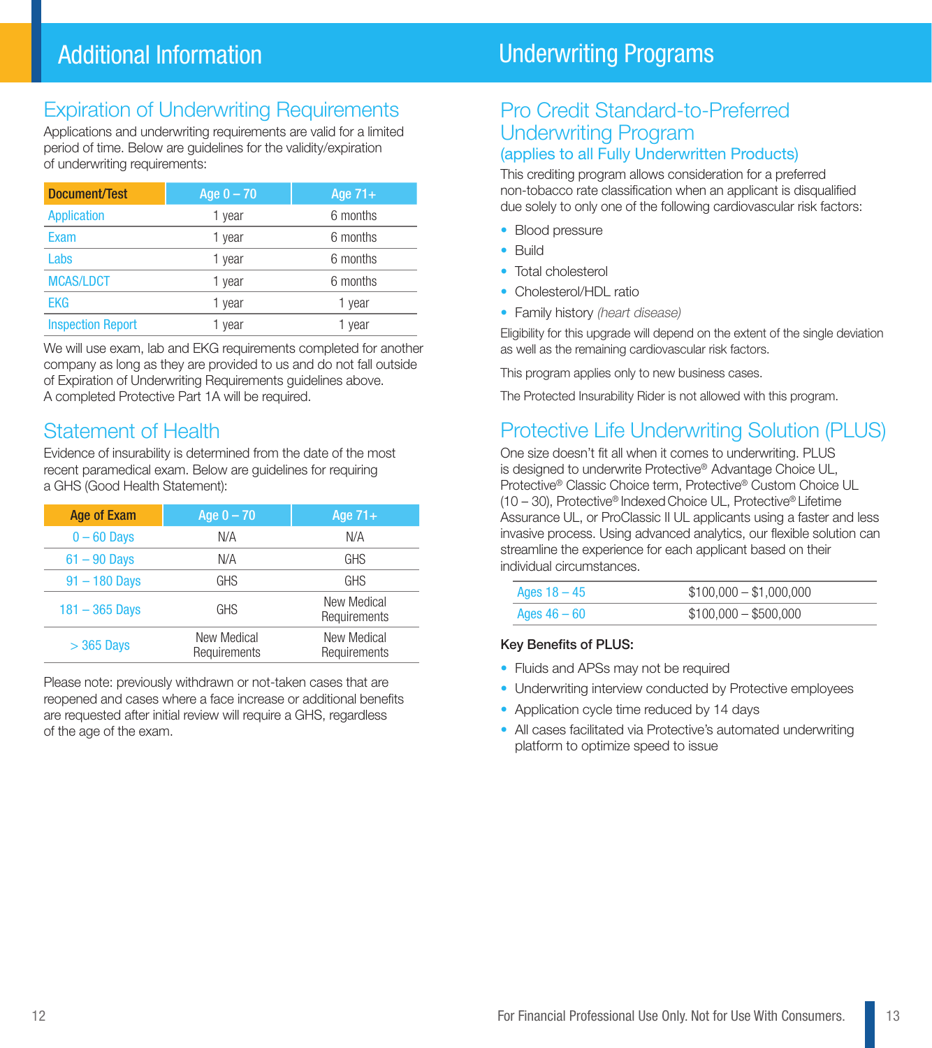# Additional Information

## Expiration of Underwriting Requirements

Applications and underwriting requirements are valid for a limited period of time. Below are guidelines for the validity/expiration of underwriting requirements:

| Document/Test | Age 0 – 70 | Age 71+ |
|---|---|---|
| Application | 1 year | 6 months |
| Exam | 1 year | 6 months |
| Labs | 1 year | 6 months |
| MCAS/LDCT | 1 year | 6 months |
| EKG | 1 year | 1 year |
| Inspection Report | 1 year | 1 year |

We will use exam, lab and EKG requirements completed for another company as long as they are provided to us and do not fall outside of Expiration of Underwriting Requirements guidelines above. A completed Protective Part 1A will be required.

## Statement of Health

Evidence of insurability is determined from the date of the most recent paramedical exam. Below are guidelines for requiring a GHS (Good Health Statement):

| Age of Exam | Age 0 – 70 | Age 71+ |
|---|---|---|
| 0 – 60 Days | N/A | N/A |
| 61 – 90 Days | N/A | GHS |
| 91 – 180 Days | GHS | GHS |
| 181 – 365 Days | GHS | New Medical Requirements |
| > 365 Days | New Medical Requirements | New Medical Requirements |

Please note: previously withdrawn or not-taken cases that are reopened and cases where a face increase or additional benefits are requested after initial review will require a GHS, regardless of the age of the exam.

# Underwriting Programs

## Pro Credit Standard-to-Preferred Underwriting Program

### (applies to all Fully Underwritten Products)

This crediting program allows consideration for a preferred non-tobacco rate classification when an applicant is disqualified due solely to only one of the following cardiovascular risk factors:

- Blood pressure
- Build
- Total cholesterol
- Cholesterol/HDL ratio
- Family history *(heart disease)*

Eligibility for this upgrade will depend on the extent of the single deviation as well as the remaining cardiovascular risk factors.

This program applies only to new business cases.

The Protected Insurability Rider is not allowed with this program.

## Protective Life Underwriting Solution (PLUS)

One size doesn't fit all when it comes to underwriting. PLUS is designed to underwrite Protective® Advantage Choice UL, Protective® Classic Choice term, Protective® Custom Choice UL (10 – 30), Protective® Indexed Choice UL, Protective® Lifetime Assurance UL, or ProClassic II UL applicants using a faster and less invasive process. Using advanced analytics, our flexible solution can streamline the experience for each applicant based on their individual circumstances.

| | |
|---|---|
| Ages 18 – 45 | $100,000 – $1,000,000 |
| Ages 46 – 60 | $100,000 – $500,000 |

**Key Benefits of PLUS:**

- Fluids and APSs may not be required
- Underwriting interview conducted by Protective employees
- Application cycle time reduced by 14 days
- All cases facilitated via Protective's automated underwriting platform to optimize speed to issue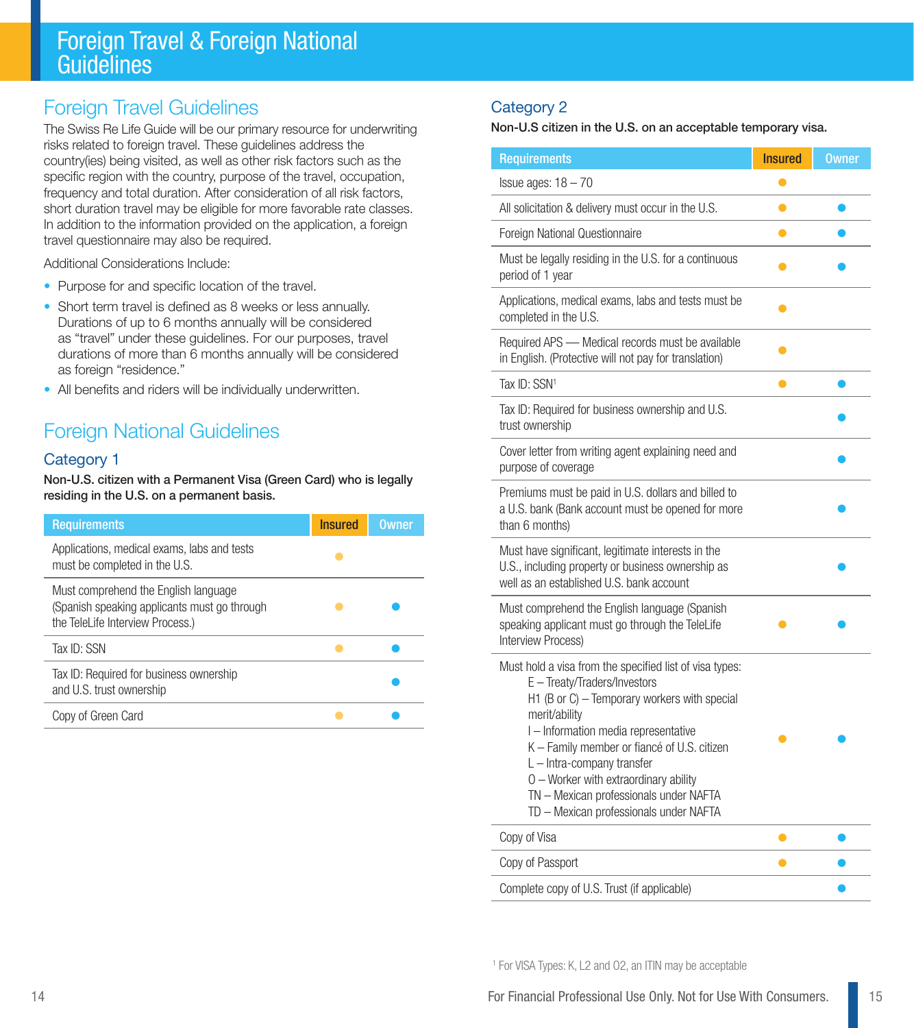# Foreign Travel & Foreign National Guidelines

## Foreign Travel Guidelines

The Swiss Re Life Guide will be our primary resource for underwriting risks related to foreign travel. These guidelines address the country(ies) being visited, as well as other risk factors such as the specific region with the country, purpose of the travel, occupation, frequency and total duration. After consideration of all risk factors, short duration travel may be eligible for more favorable rate classes. In addition to the information provided on the application, a foreign travel questionnaire may also be required.

Additional Considerations Include:

- Purpose for and specific location of the travel.
- Short term travel is defined as 8 weeks or less annually. Durations of up to 6 months annually will be considered as "travel" under these guidelines. For our purposes, travel durations of more than 6 months annually will be considered as foreign "residence."
- All benefits and riders will be individually underwritten.

## Foreign National Guidelines

### Category 1

**Non-U.S. citizen with a Permanent Visa (Green Card) who is legally residing in the U.S. on a permanent basis.**

| Requirements | Insured | Owner |
|---|---|---|
| Applications, medical exams, labs and tests must be completed in the U.S. | ● | |
| Must comprehend the English language (Spanish speaking applicants must go through the TeleLife Interview Process.) | ● | ● |
| Tax ID: SSN | ● | ● |
| Tax ID: Required for business ownership and U.S. trust ownership | | ● |
| Copy of Green Card | ● | ● |

### Category 2

**Non-U.S citizen in the U.S. on an acceptable temporary visa.**

| Requirements | Insured | Owner |
|---|---|---|
| Issue ages: 18 – 70 | ● | |
| All solicitation & delivery must occur in the U.S. | ● | ● |
| Foreign National Questionnaire | ● | ● |
| Must be legally residing in the U.S. for a continuous period of 1 year | ● | ● |
| Applications, medical exams, labs and tests must be completed in the U.S. | ● | |
| Required APS — Medical records must be available in English. (Protective will not pay for translation) | ● | |
| Tax ID: SSN[1] | ● | ● |
| Tax ID: Required for business ownership and U.S. trust ownership | | ● |
| Cover letter from writing agent explaining need and purpose of coverage | | ● |
| Premiums must be paid in U.S. dollars and billed to a U.S. bank (Bank account must be opened for more than 6 months) | | ● |
| Must have significant, legitimate interests in the U.S., including property or business ownership as well as an established U.S. bank account | | ● |
| Must comprehend the English language (Spanish speaking applicant must go through the TeleLife Interview Process) | ● | ● |
| Must hold a visa from the specified list of visa types: E – Treaty/Traders/Investors; H1 (B or C) – Temporary workers with special merit/ability; I – Information media representative; K – Family member or fiancé of U.S. citizen; L – Intra-company transfer; O – Worker with extraordinary ability; TN – Mexican professionals under NAFTA; TD – Mexican professionals under NAFTA | ● | ● |
| Copy of Visa | ● | ● |
| Copy of Passport | ● | ● |
| Complete copy of U.S. Trust (if applicable) | | ● |

[1] For VISA Types: K, L2 and O2, an ITIN may be acceptable

For Financial Professional Use Only. Not for Use With Consumers.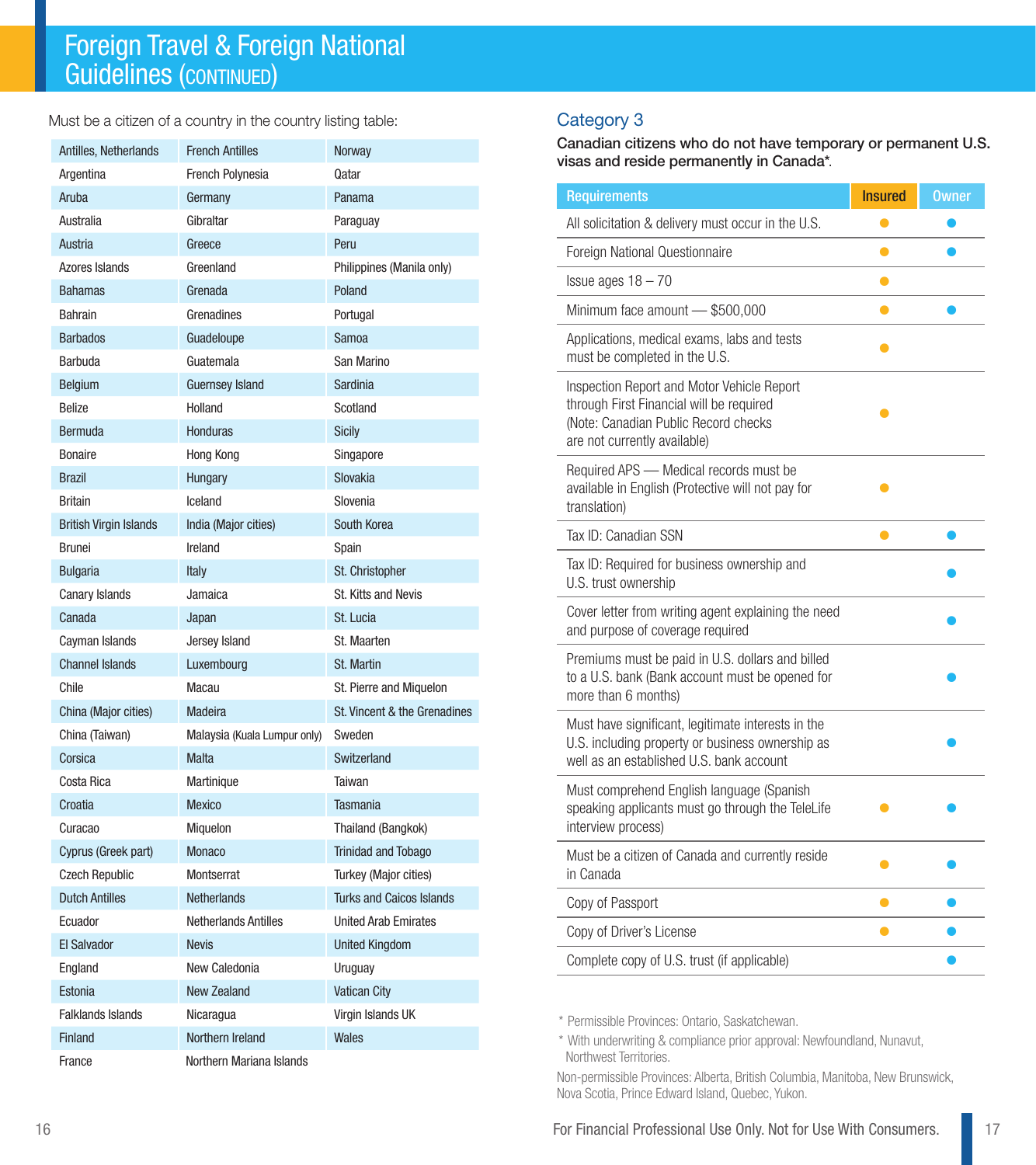# Foreign Travel & Foreign National Guidelines (CONTINUED)

Must be a citizen of a country in the country listing table:

| | | |
|---|---|---|
| Antilles, Netherlands | French Antilles | Norway |
| Argentina | French Polynesia | Qatar |
| Aruba | Germany | Panama |
| Australia | Gibraltar | Paraguay |
| Austria | Greece | Peru |
| Azores Islands | Greenland | Philippines (Manila only) |
| Bahamas | Grenada | Poland |
| Bahrain | Grenadines | Portugal |
| Barbados | Guadeloupe | Samoa |
| Barbuda | Guatemala | San Marino |
| Belgium | Guernsey Island | Sardinia |
| Belize | Holland | Scotland |
| Bermuda | Honduras | Sicily |
| Bonaire | Hong Kong | Singapore |
| Brazil | Hungary | Slovakia |
| Britain | Iceland | Slovenia |
| British Virgin Islands | India (Major cities) | South Korea |
| Brunei | Ireland | Spain |
| Bulgaria | Italy | St. Christopher |
| Canary Islands | Jamaica | St. Kitts and Nevis |
| Canada | Japan | St. Lucia |
| Cayman Islands | Jersey Island | St. Maarten |
| Channel Islands | Luxembourg | St. Martin |
| Chile | Macau | St. Pierre and Miquelon |
| China (Major cities) | Madeira | St. Vincent & the Grenadines |
| China (Taiwan) | Malaysia (Kuala Lumpur only) | Sweden |
| Corsica | Malta | Switzerland |
| Costa Rica | Martinique | Taiwan |
| Croatia | Mexico | Tasmania |
| Curacao | Miquelon | Thailand (Bangkok) |
| Cyprus (Greek part) | Monaco | Trinidad and Tobago |
| Czech Republic | Montserrat | Turkey (Major cities) |
| Dutch Antilles | Netherlands | Turks and Caicos Islands |
| Ecuador | Netherlands Antilles | United Arab Emirates |
| El Salvador | Nevis | United Kingdom |
| England | New Caledonia | Uruguay |
| Estonia | New Zealand | Vatican City |
| Falklands Islands | Nicaragua | Virgin Islands UK |
| Finland | Northern Ireland | Wales |
| France | Northern Mariana Islands | |

## Category 3

**Canadian citizens who do not have temporary or permanent U.S. visas and reside permanently in Canada*.**

| Requirements | Insured | Owner |
|---|---|---|
| All solicitation & delivery must occur in the U.S. | ● | ● |
| Foreign National Questionnaire | ● | ● |
| Issue ages 18 – 70 | ● | |
| Minimum face amount — $500,000 | ● | ● |
| Applications, medical exams, labs and tests must be completed in the U.S. | ● | |
| Inspection Report and Motor Vehicle Report through First Financial will be required (Note: Canadian Public Record checks are not currently available) | ● | |
| Required APS — Medical records must be available in English (Protective will not pay for translation) | ● | |
| Tax ID: Canadian SSN | ● | ● |
| Tax ID: Required for business ownership and U.S. trust ownership | | ● |
| Cover letter from writing agent explaining the need and purpose of coverage required | | ● |
| Premiums must be paid in U.S. dollars and billed to a U.S. bank (Bank account must be opened for more than 6 months) | | ● |
| Must have significant, legitimate interests in the U.S. including property or business ownership as well as an established U.S. bank account | | ● |
| Must comprehend English language (Spanish speaking applicants must go through the TeleLife interview process) | ● | ● |
| Must be a citizen of Canada and currently reside in Canada | ● | ● |
| Copy of Passport | ● | ● |
| Copy of Driver's License | ● | ● |
| Complete copy of U.S. trust (if applicable) | | ● |

* Permissible Provinces: Ontario, Saskatchewan.

* With underwriting & compliance prior approval: Newfoundland, Nunavut, Northwest Territories.

Non-permissible Provinces: Alberta, British Columbia, Manitoba, New Brunswick, Nova Scotia, Prince Edward Island, Quebec, Yukon.

For Financial Professional Use Only. Not for Use With Consumers.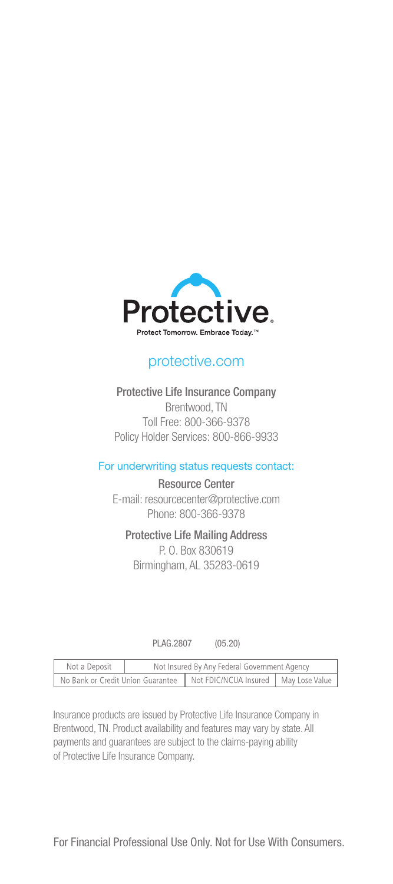Protective.

Protect Tomorrow. Embrace Today.™

protective.com

**Protective Life Insurance Company**
Brentwood, TN
Toll Free: 800-366-9378
Policy Holder Services: 800-866-9933

For underwriting status requests contact:

**Resource Center**
E-mail: resourcecenter@protective.com
Phone: 800-366-9378

**Protective Life Mailing Address**
P. O. Box 830619
Birmingham, AL 35283-0619

PLAG.2807 (05.20)

| | | |
|---|---|---|
| Not a Deposit | Not Insured By Any Federal Government Agency | |
| No Bank or Credit Union Guarantee | Not FDIC/NCUA Insured | May Lose Value |

Insurance products are issued by Protective Life Insurance Company in Brentwood, TN. Product availability and features may vary by state. All payments and guarantees are subject to the claims-paying ability of Protective Life Insurance Company.

For Financial Professional Use Only. Not for Use With Consumers.